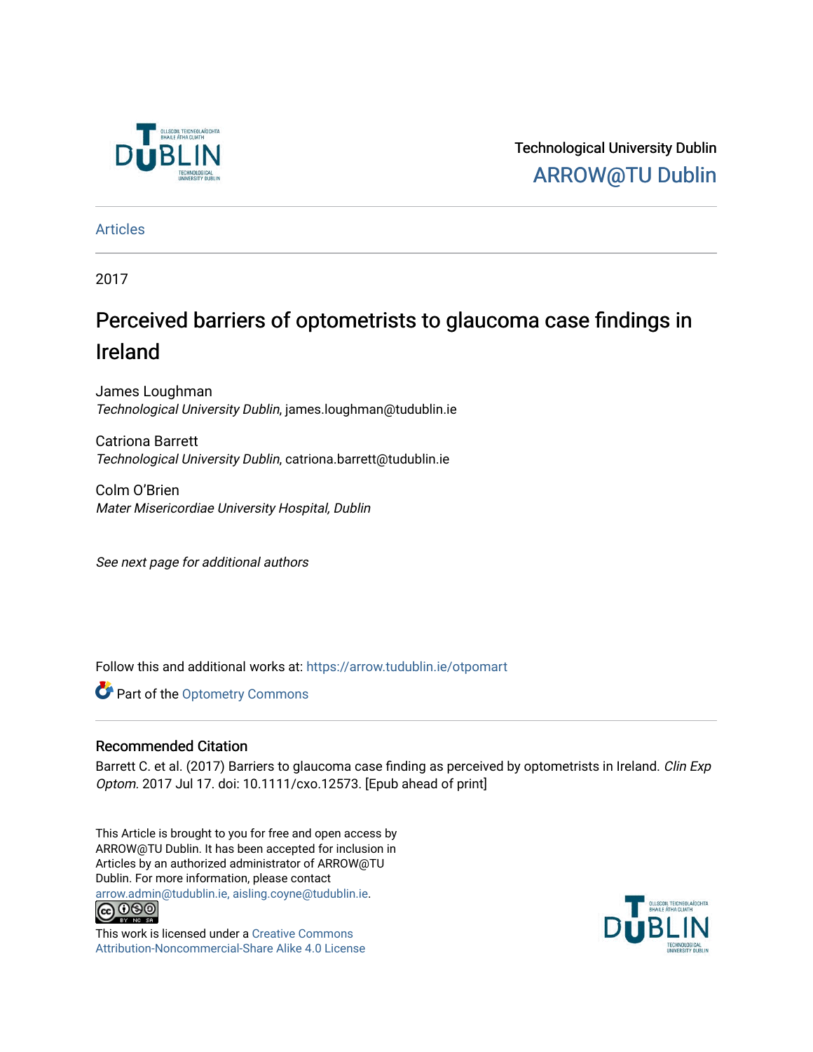Technological University Dublin

ARROW@TU Dublin

Articles

2017

# Perceived barriers of optometrists to glaucoma case findings in Ireland

James Loughman
*Technological University Dublin*, james.loughman@tudublin.ie

Catriona Barrett
*Technological University Dublin*, catriona.barrett@tudublin.ie

Colm O'Brien
*Mater Misericordiae University Hospital, Dublin*

*See next page for additional authors*

Follow this and additional works at: https://arrow.tudublin.ie/otpomart

Part of the Optometry Commons

## Recommended Citation

Barrett C. et al. (2017) Barriers to glaucoma case finding as perceived by optometrists in Ireland. *Clin Exp Optom.* 2017 Jul 17. doi: 10.1111/cxo.12573. [Epub ahead of print]

This Article is brought to you for free and open access by ARROW@TU Dublin. It has been accepted for inclusion in Articles by an authorized administrator of ARROW@TU Dublin. For more information, please contact arrow.admin@tudublin.ie, aisling.coyne@tudublin.ie.

This work is licensed under a Creative Commons Attribution-Noncommercial-Share Alike 4.0 License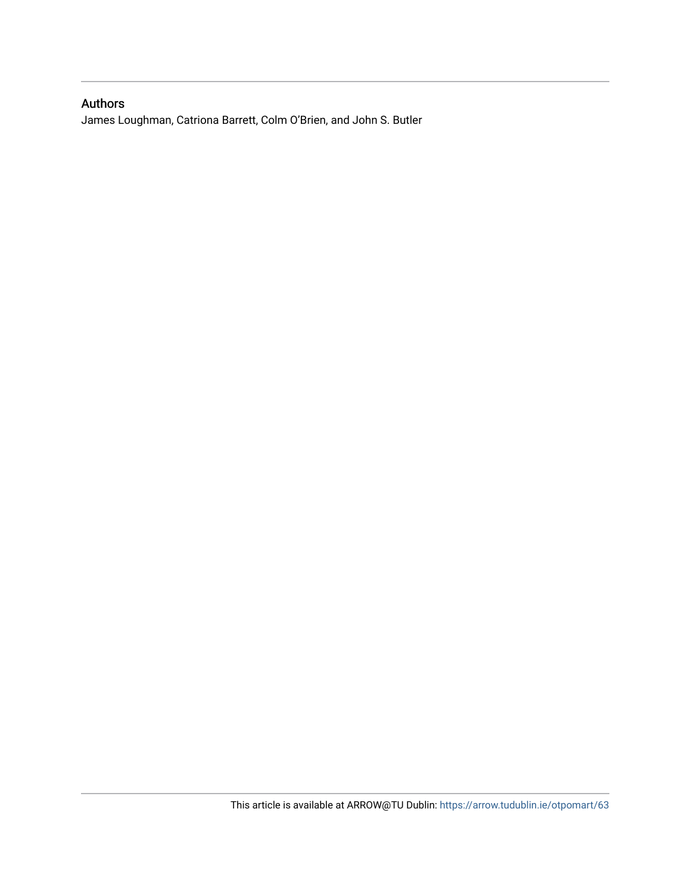## Authors

James Loughman, Catriona Barrett, Colm O'Brien, and John S. Butler

This article is available at ARROW@TU Dublin: https://arrow.tudublin.ie/otpomart/63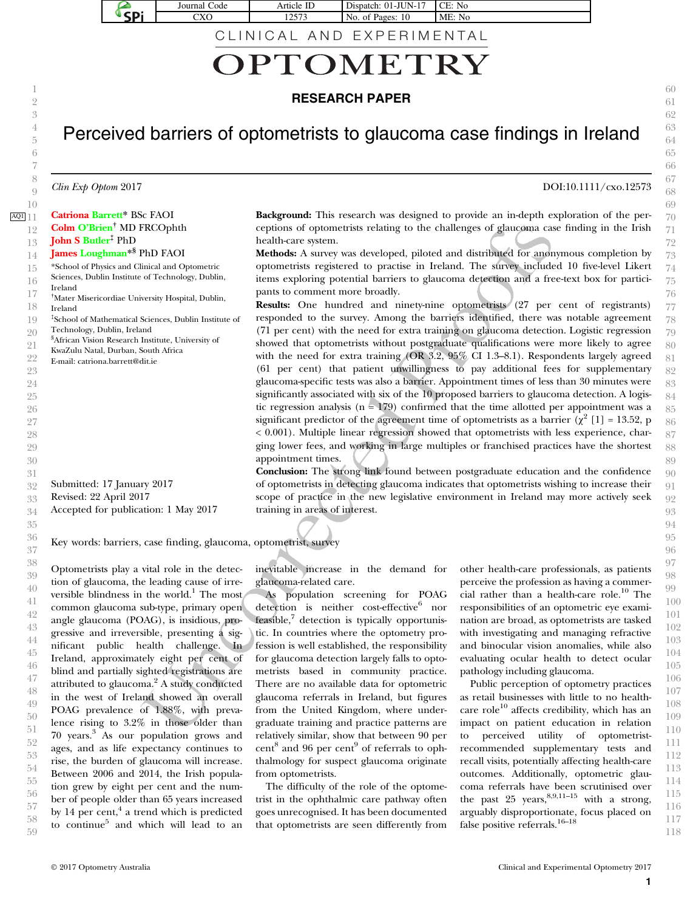CLINICAL AND EXPERIMENTAL

# OPTOMETRY

**RESEARCH PAPER**

# Perceived barriers of optometrists to glaucoma case findings in Ireland

*Clin Exp Optom* 2017

DOI:10.1111/cxo.12573

**Catriona Barrett*** BSc FAOI
**Colm O'Brien**[†] MD FRCOphth
**John S Butler**[‡] PhD
**James Loughman***[§] PhD FAOI

*School of Physics and Clinical and Optometric Sciences, Dublin Institute of Technology, Dublin, Ireland
[†]Mater Misericordiae University Hospital, Dublin, Ireland
[‡]School of Mathematical Sciences, Dublin Institute of Technology, Dublin, Ireland
[§]African Vision Research Institute, University of KwaZulu Natal, Durban, South Africa
E-mail: catriona.barrett@dit.ie

Submitted: 17 January 2017
Revised: 22 April 2017
Accepted for publication: 1 May 2017

**Background:** This research was designed to provide an in-depth exploration of the perceptions of optometrists relating to the challenges of glaucoma case finding in the Irish health-care system.

**Methods:** A survey was developed, piloted and distributed for anonymous completion by optometrists registered to practise in Ireland. The survey included 10 five-level Likert items exploring potential barriers to glaucoma detection and a free-text box for participants to comment more broadly.

**Results:** One hundred and ninety-nine optometrists (27 per cent of registrants) responded to the survey. Among the barriers identified, there was notable agreement (71 per cent) with the need for extra training on glaucoma detection. Logistic regression showed that optometrists without postgraduate qualifications were more likely to agree with the need for extra training (OR 3.2, 95% CI 1.3–8.1). Respondents largely agreed (61 per cent) that patient unwillingness to pay additional fees for supplementary glaucoma-specific tests was also a barrier. Appointment times of less than 30 minutes were significantly associated with six of the 10 proposed barriers to glaucoma detection. A logistic regression analysis (n = 179) confirmed that the time allotted per appointment was a significant predictor of the agreement time of optometrists as a barrier ($\chi^2$ [1] = 13.52, p < 0.001). Multiple linear regression showed that optometrists with less experience, charging lower fees, and working in large multiples or franchised practices have the shortest appointment times.

**Conclusion:** The strong link found between postgraduate education and the confidence of optometrists in detecting glaucoma indicates that optometrists wishing to increase their scope of practice in the new legislative environment in Ireland may more actively seek training in areas of interest.

Key words: barriers, case finding, glaucoma, optometrist, survey

Optometrists play a vital role in the detection of glaucoma, the leading cause of irreversible blindness in the world.[1] The most common glaucoma sub-type, primary open angle glaucoma (POAG), is insidious, progressive and irreversible, presenting a significant public health challenge. In Ireland, approximately eight per cent of blind and partially sighted registrations are attributed to glaucoma.[2] A study conducted in the west of Ireland showed an overall POAG prevalence of 1.88%, with prevalence rising to 3.2% in those older than 70 years.[3] As our population grows and ages, and as life expectancy continues to rise, the burden of glaucoma will increase. Between 2006 and 2014, the Irish population grew by eight per cent and the number of people older than 65 years increased by 14 per cent,[4] a trend which is predicted to continue[5] and which will lead to an inevitable increase in the demand for glaucoma-related care.

As population screening for POAG detection is neither cost-effective[6] nor feasible,[7] detection is typically opportunistic. In countries where the optometry profession is well established, the responsibility for glaucoma detection largely falls to optometrists based in community practice. There are no available data for optometric glaucoma referrals in Ireland, but figures from the United Kingdom, where undergraduate training and practice patterns are relatively similar, show that between 90 per cent[8] and 96 per cent[9] of referrals to ophthalmology for suspect glaucoma originate from optometrists.

The difficulty of the role of the optometrist in the ophthalmic care pathway often goes unrecognised. It has been documented that optometrists are seen differently from other health-care professionals, as patients perceive the profession as having a commercial rather than a health-care role.[10] The responsibilities of an optometric eye examination are broad, as optometrists are tasked with investigating and managing refractive and binocular vision anomalies, while also evaluating ocular health to detect ocular pathology including glaucoma.

Public perception of optometry practices as retail businesses with little to no health-care role[10] affects credibility, which has an impact on patient education in relation to perceived utility of optometrist-recommended supplementary tests and recall visits, potentially affecting health-care outcomes. Additionally, optometric glaucoma referrals have been scrutinised over the past 25 years,[8,9,11–15] with a strong, arguably disproportionate, focus placed on false positive referrals.[16–18]

© 2017 Optometry Australia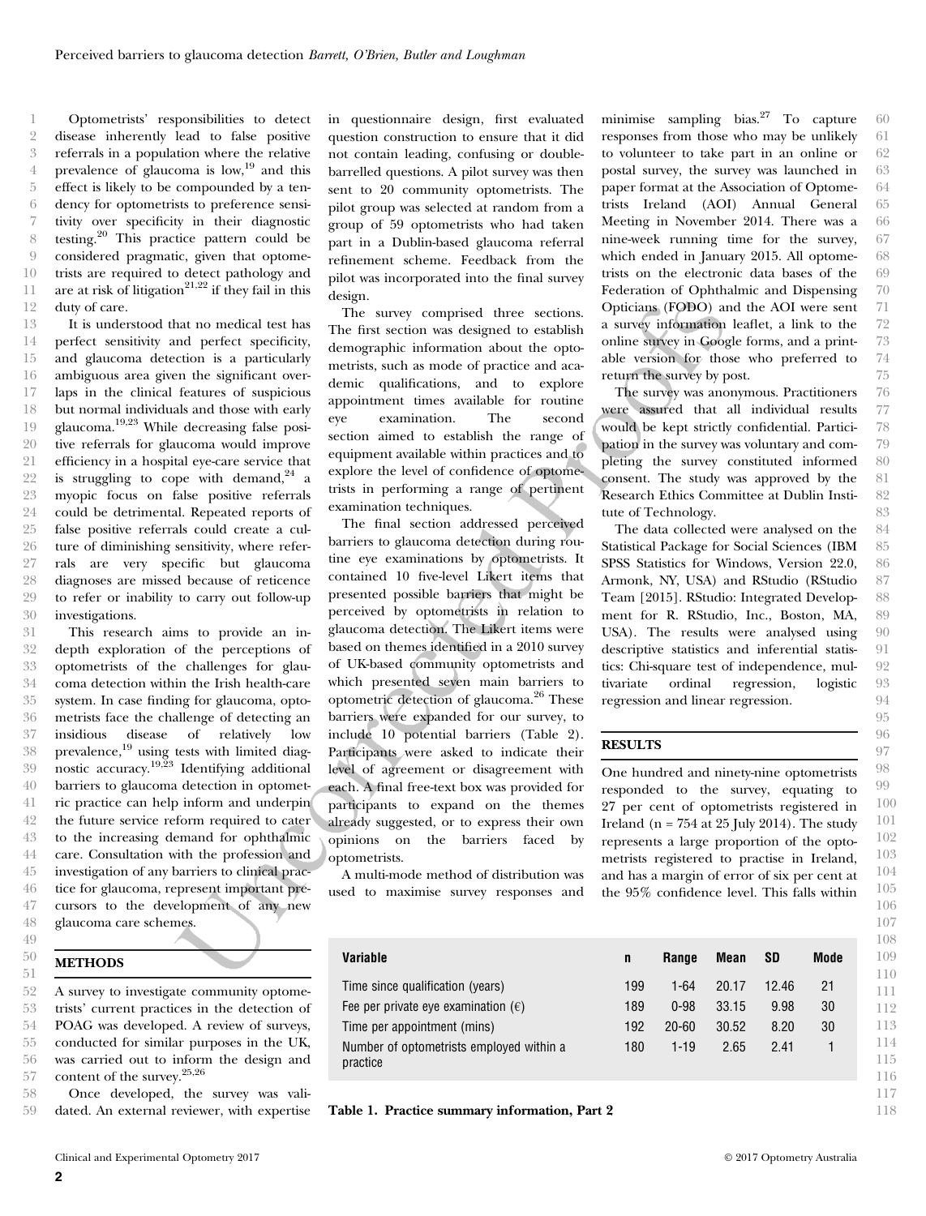Optometrists' responsibilities to detect disease inherently lead to false positive referrals in a population where the relative prevalence of glaucoma is low,[19] and this effect is likely to be compounded by a tendency for optometrists to preference sensitivity over specificity in their diagnostic testing.[20] This practice pattern could be considered pragmatic, given that optometrists are required to detect pathology and are at risk of litigation[21,22] if they fail in this duty of care.

It is understood that no medical test has perfect sensitivity and perfect specificity, and glaucoma detection is a particularly ambiguous area given the significant overlaps in the clinical features of suspicious but normal individuals and those with early glaucoma.[19,23] While decreasing false positive referrals for glaucoma would improve efficiency in a hospital eye-care service that is struggling to cope with demand,[24] a myopic focus on false positive referrals could be detrimental. Repeated reports of false positive referrals could create a culture of diminishing sensitivity, where referrals are very specific but glaucoma diagnoses are missed because of reticence to refer or inability to carry out follow-up investigations.

This research aims to provide an in-depth exploration of the perceptions of optometrists of the challenges for glaucoma detection within the Irish health-care system. In case finding for glaucoma, optometrists face the challenge of detecting an insidious disease of relatively low prevalence,[19] using tests with limited diagnostic accuracy.[19,23] Identifying additional barriers to glaucoma detection in optometric practice can help inform and underpin the future service reform required to cater to the increasing demand for ophthalmic care. Consultation with the profession and investigation of any barriers to clinical practice for glaucoma, represent important precursors to the development of any new glaucoma care schemes.

## METHODS

A survey to investigate community optometrists' current practices in the detection of POAG was developed. A review of surveys, conducted for similar purposes in the UK, was carried out to inform the design and content of the survey.[25,26]

Once developed, the survey was validated. An external reviewer, with expertise in questionnaire design, first evaluated question construction to ensure that it did not contain leading, confusing or double-barrelled questions. A pilot survey was then sent to 20 community optometrists. The pilot group was selected at random from a group of 59 optometrists who had taken part in a Dublin-based glaucoma referral refinement scheme. Feedback from the pilot was incorporated into the final survey design.

The survey comprised three sections. The first section was designed to establish demographic information about the optometrists, such as mode of practice and academic qualifications, and to explore appointment times available for routine eye examination. The second section aimed to establish the range of equipment available within practices and to explore the level of confidence of optometrists in performing a range of pertinent examination techniques.

The final section addressed perceived barriers to glaucoma detection during routine eye examinations by optometrists. It contained 10 five-level Likert items that presented possible barriers that might be perceived by optometrists in relation to glaucoma detection. The Likert items were based on themes identified in a 2010 survey of UK-based community optometrists and which presented seven main barriers to optometric detection of glaucoma.[26] These barriers were expanded for our survey, to include 10 potential barriers (Table 2). Participants were asked to indicate their level of agreement or disagreement with each. A final free-text box was provided for participants to expand on the themes already suggested, or to express their own opinions on the barriers faced by optometrists.

A multi-mode method of distribution was used to maximise survey responses and minimise sampling bias.[27] To capture responses from those who may be unlikely to volunteer to take part in an online or postal survey, the survey was launched in paper format at the Association of Optometrists Ireland (AOI) Annual General Meeting in November 2014. There was a nine-week running time for the survey, which ended in January 2015. All optometrists on the electronic data bases of the Federation of Ophthalmic and Dispensing Opticians (FODO) and the AOI were sent a survey information leaflet, a link to the online survey in Google forms, and a printable version for those who preferred to return the survey by post.

The survey was anonymous. Practitioners were assured that all individual results would be kept strictly confidential. Participation in the survey was voluntary and completing the survey constituted informed consent. The study was approved by the Research Ethics Committee at Dublin Institute of Technology.

The data collected were analysed on the Statistical Package for Social Sciences (IBM SPSS Statistics for Windows, Version 22.0, Armonk, NY, USA) and RStudio (RStudio Team [2015]. RStudio: Integrated Development for R. RStudio, Inc., Boston, MA, USA). The results were analysed using descriptive statistics and inferential statistics: Chi-square test of independence, multivariate ordinal regression, logistic regression and linear regression.

## RESULTS

One hundred and ninety-nine optometrists responded to the survey, equating to 27 per cent of optometrists registered in Ireland (n = 754 at 25 July 2014). The study represents a large proportion of the optometrists registered to practise in Ireland, and has a margin of error of six per cent at the 95% confidence level. This falls within

| Variable | n | Range | Mean | SD | Mode |
|---|---|---|---|---|---|
| Time since qualification (years) | 199 | 1-64 | 20.17 | 12.46 | 21 |
| Fee per private eye examination (€) | 189 | 0-98 | 33.15 | 9.98 | 30 |
| Time per appointment (mins) | 192 | 20-60 | 30.52 | 8.20 | 30 |
| Number of optometrists employed within a practice | 180 | 1-19 | 2.65 | 2.41 | 1 |

**Table 1. Practice summary information, Part 2**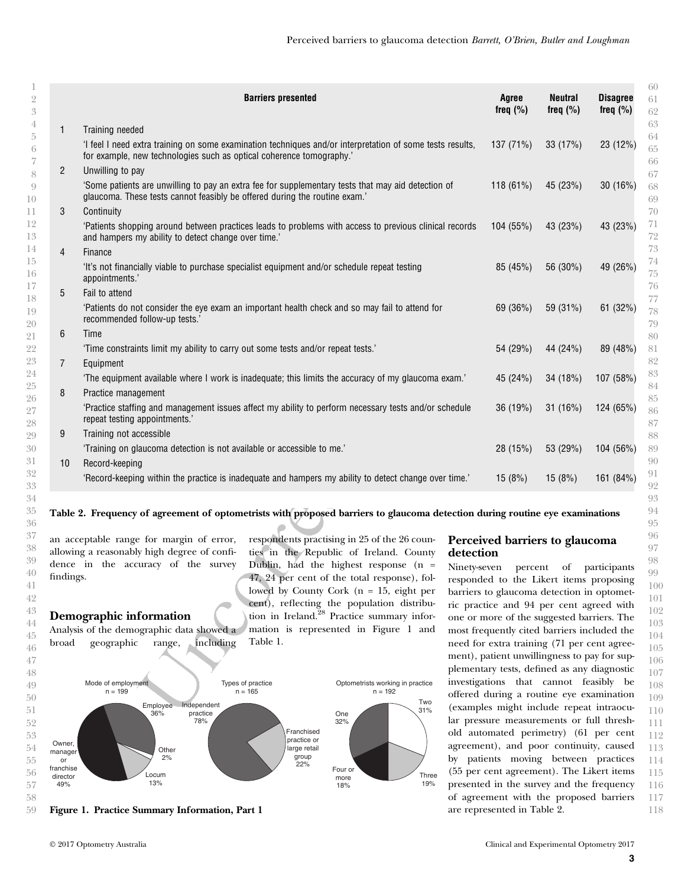| | Barriers presented | Agree freq (%) | Neutral freq (%) | Disagree freq (%) |
|---|---|---|---|---|
| 1 | Training needed | | | |
| | 'I feel I need extra training on some examination techniques and/or interpretation of some tests results, for example, new technologies such as optical coherence tomography.' | 137 (71%) | 33 (17%) | 23 (12%) |
| 2 | Unwilling to pay | | | |
| | 'Some patients are unwilling to pay an extra fee for supplementary tests that may aid detection of glaucoma. These tests cannot feasibly be offered during the routine exam.' | 118 (61%) | 45 (23%) | 30 (16%) |
| 3 | Continuity | | | |
| | 'Patients shopping around between practices leads to problems with access to previous clinical records and hampers my ability to detect change over time.' | 104 (55%) | 43 (23%) | 43 (23%) |
| 4 | Finance | | | |
| | 'It's not financially viable to purchase specialist equipment and/or schedule repeat testing appointments.' | 85 (45%) | 56 (30%) | 49 (26%) |
| 5 | Fail to attend | | | |
| | 'Patients do not consider the eye exam an important health check and so may fail to attend for recommended follow-up tests.' | 69 (36%) | 59 (31%) | 61 (32%) |
| 6 | Time | | | |
| | 'Time constraints limit my ability to carry out some tests and/or repeat tests.' | 54 (29%) | 44 (24%) | 89 (48%) |
| 7 | Equipment | | | |
| | 'The equipment available where I work is inadequate; this limits the accuracy of my glaucoma exam.' | 45 (24%) | 34 (18%) | 107 (58%) |
| 8 | Practice management | | | |
| | 'Practice staffing and management issues affect my ability to perform necessary tests and/or schedule repeat testing appointments.' | 36 (19%) | 31 (16%) | 124 (65%) |
| 9 | Training not accessible | | | |
| | 'Training on glaucoma detection is not available or accessible to me.' | 28 (15%) | 53 (29%) | 104 (56%) |
| 10 | Record-keeping | | | |
| | 'Record-keeping within the practice is inadequate and hampers my ability to detect change over time.' | 15 (8%) | 15 (8%) | 161 (84%) |

**Table 2. Frequency of agreement of optometrists with proposed barriers to glaucoma detection during routine eye examinations**

an acceptable range for margin of error, allowing a reasonably high degree of confidence in the accuracy of the survey findings.

## Demographic information

Analysis of the demographic data showed a broad geographic range, including respondents practising in 25 of the 26 counties in the Republic of Ireland. County Dublin, had the highest response (n = 47, 24 per cent of the total response), followed by County Cork (n = 15, eight per cent), reflecting the population distribution in Ireland.[28] Practice summary information is represented in Figure 1 and Table 1.

Mode of employment n = 199: Owner, manager or franchise director 49%; Employee 36%; Locum 13%; Other 2%

Types of practice n = 165: Independent practice 78%; Franchised practice or large retail group 22%

Optometrists working in practice n = 192: One 32%; Two 31%; Three 19%; Four or more 18%

**Figure 1. Practice Summary Information, Part 1**

## Perceived barriers to glaucoma detection

Ninety-seven percent of participants responded to the Likert items proposing barriers to glaucoma detection in optometric practice and 94 per cent agreed with one or more of the suggested barriers. The most frequently cited barriers included the need for extra training (71 per cent agreement), patient unwillingness to pay for supplementary tests, defined as any diagnostic investigations that cannot feasibly be offered during a routine eye examination (examples might include repeat intraocular pressure measurements or full threshold automated perimetry) (61 per cent agreement), and poor continuity, caused by patients moving between practices (55 per cent agreement). The Likert items presented in the survey and the frequency of agreement with the proposed barriers are represented in Table 2.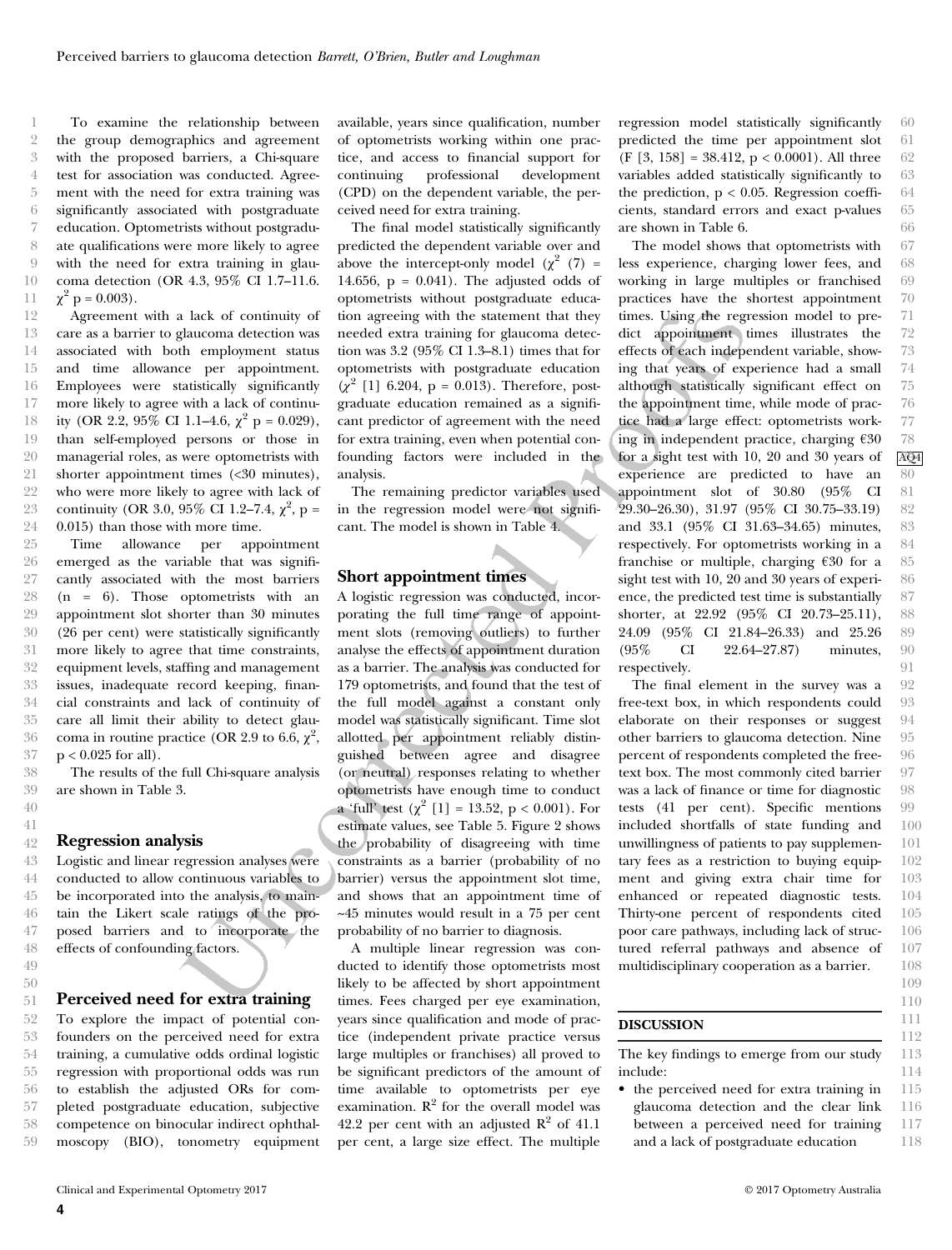To examine the relationship between the group demographics and agreement with the proposed barriers, a Chi-square test for association was conducted. Agreement with the need for extra training was significantly associated with postgraduate education. Optometrists without postgraduate qualifications were more likely to agree with the need for extra training in glaucoma detection (OR 4.3, 95% CI 1.7–11.6. $\chi^2$ p = 0.003).

Agreement with a lack of continuity of care as a barrier to glaucoma detection was associated with both employment status and time allowance per appointment. Employees were statistically significantly more likely to agree with a lack of continuity (OR 2.2, 95% CI 1.1–4.6, $\chi^2$ p = 0.029), than self-employed persons or those in managerial roles, as were optometrists with shorter appointment times (<30 minutes), who were more likely to agree with lack of continuity (OR 3.0, 95% CI 1.2–7.4, $\chi^2$, p = 0.015) than those with more time.

Time allowance per appointment emerged as the variable that was significantly associated with the most barriers (n = 6). Those optometrists with an appointment slot shorter than 30 minutes (26 per cent) were statistically significantly more likely to agree that time constraints, equipment levels, staffing and management issues, inadequate record keeping, financial constraints and lack of continuity of care all limit their ability to detect glaucoma in routine practice (OR 2.9 to 6.6, $\chi^2$, p < 0.025 for all).

The results of the full Chi-square analysis are shown in Table 3.

## Regression analysis

Logistic and linear regression analyses were conducted to allow continuous variables to be incorporated into the analysis, to maintain the Likert scale ratings of the proposed barriers and to incorporate the effects of confounding factors.

## Perceived need for extra training

To explore the impact of potential confounders on the perceived need for extra training, a cumulative odds ordinal logistic regression with proportional odds was run to establish the adjusted ORs for completed postgraduate education, subjective competence on binocular indirect ophthalmoscopy (BIO), tonometry equipment available, years since qualification, number of optometrists working within one practice, and access to financial support for continuing professional development (CPD) on the dependent variable, the perceived need for extra training.

The final model statistically significantly predicted the dependent variable over and above the intercept-only model ($\chi^2$ (7) = 14.656, p = 0.041). The adjusted odds of optometrists without postgraduate education agreeing with the statement that they needed extra training for glaucoma detection was 3.2 (95% CI 1.3–8.1) times that for optometrists with postgraduate education ($\chi^2$ [1] 6.204, p = 0.013). Therefore, postgraduate education remained as a significant predictor of agreement with the need for extra training, even when potential confounding factors were included in the analysis.

The remaining predictor variables used in the regression model were not significant. The model is shown in Table 4.

## Short appointment times

A logistic regression was conducted, incorporating the full time range of appointment slots (removing outliers) to further analyse the effects of appointment duration as a barrier. The analysis was conducted for 179 optometrists, and found that the test of the full model against a constant only model was statistically significant. Time slot allotted per appointment reliably distinguished between agree and disagree (or neutral) responses relating to whether optometrists have enough time to conduct a 'full' test ($\chi^2$ [1] = 13.52, p < 0.001). For estimate values, see Table 5. Figure 2 shows the probability of disagreeing with time constraints as a barrier (probability of no barrier) versus the appointment slot time, and shows that an appointment time of ~45 minutes would result in a 75 per cent probability of no barrier to diagnosis.

A multiple linear regression was conducted to identify those optometrists most likely to be affected by short appointment times. Fees charged per eye examination, years since qualification and mode of practice (independent private practice versus large multiples or franchises) all proved to be significant predictors of the amount of time available to optometrists per eye examination. $R^2$ for the overall model was 42.2 per cent with an adjusted $R^2$ of 41.1 per cent, a large size effect. The multiple regression model statistically significantly predicted the time per appointment slot (F [3, 158] = 38.412, p < 0.0001). All three variables added statistically significantly to the prediction, p < 0.05. Regression coefficients, standard errors and exact p-values are shown in Table 6.

The model shows that optometrists with less experience, charging lower fees, and working in large multiples or franchised practices have the shortest appointment times. Using the regression model to predict appointment times illustrates the effects of each independent variable, showing that years of experience had a small although statistically significant effect on the appointment time, while mode of practice had a large effect: optometrists working in independent practice, charging €30 for a sight test with 10, 20 and 30 years of experience are predicted to have an appointment slot of 30.80 (95% CI 29.30–26.30), 31.97 (95% CI 30.75–33.19) and 33.1 (95% CI 31.63–34.65) minutes, respectively. For optometrists working in a franchise or multiple, charging €30 for a sight test with 10, 20 and 30 years of experience, the predicted test time is substantially shorter, at 22.92 (95% CI 20.73–25.11), 24.09 (95% CI 21.84–26.33) and 25.26 (95% CI 22.64–27.87) minutes, respectively.

The final element in the survey was a free-text box, in which respondents could elaborate on their responses or suggest other barriers to glaucoma detection. Nine percent of respondents completed the free-text box. The most commonly cited barrier was a lack of finance or time for diagnostic tests (41 per cent). Specific mentions included shortfalls of state funding and unwillingness of patients to pay supplementary fees as a restriction to buying equipment and giving extra chair time for enhanced or repeated diagnostic tests. Thirty-one percent of respondents cited poor care pathways, including lack of structured referral pathways and absence of multidisciplinary cooperation as a barrier.

## DISCUSSION

The key findings to emerge from our study include:

- the perceived need for extra training in glaucoma detection and the clear link between a perceived need for training and a lack of postgraduate education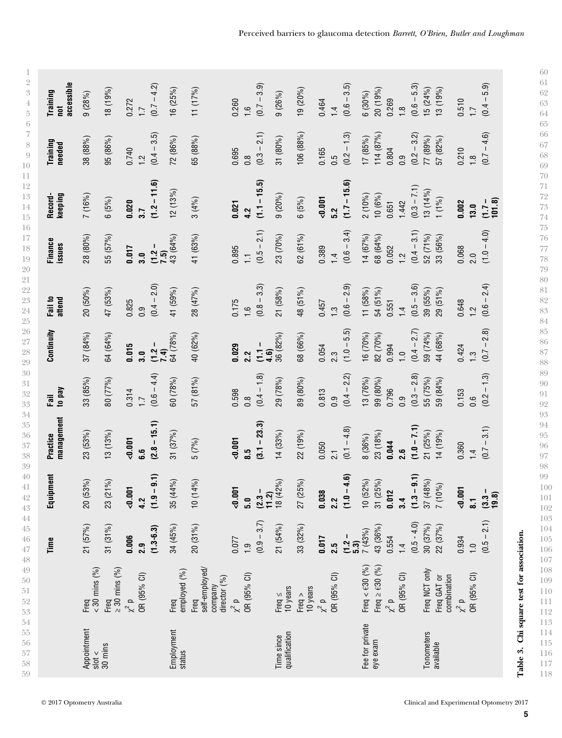|  |  | Time | Equipment | Practice management | Fail to pay | Continuity | Fail to attend | Finance issues | Record-keeping | Training needed | Training not accessible |
|---|---|---|---|---|---|---|---|---|---|---|---|
| Appointment slot < 30 mins | Freq < 30 mins (%) | 21 (57%) | 20 (53%) | 23 (53%) | 33 (85%) | 37 (84%) | 20 (50%) | 28 (80%) | 7 (16%) | 38 (88%) | 9 (28%) |
|  | Freq ≥ 30 mins (%) | 31 (31%) | 23 (21%) | 13 (13%) | 80 (77%) | 64 (64%) | 47 (53%) | 55 (57%) | 6 (5%) | 95 (86%) | 18 (19%) |
|  | $\chi^2$ p | **0.006** | **<0.001** | **<0.001** | 0.314 | **0.015** | 0.825 | **0.017** | **0.020** | 0.740 | 0.272 |
|  | OR (95% CI) | **2.9** **(1.3-6.3)** | **4.2** **(1.9 – 9.1)** | **6.6** **(2.8 – 15.1)** | 1.7 (0.6 – 4.4) | **3.0** **(1.2 – 7.4)** | 0.9 (0.4 – 2.0) | **3.0** **(1.2 – 7.5)** | **3.7** **(1.2 – 11.6)** | 1.2 (0.4 – 3.5) | 1.7 (0.7 – 4.2) |
| Employment status | Freq employed (%) | 34 (45%) | 35 (44%) | 31 (37%) | 60 (78%) | 64 (78%) | 41 (59%) | 43 (64%) | 12 (13%) | 72 (86%) | 16 (25%) |
|  | Freq self-employed/ company director (%) | 20 (31%) | 10 (14%) | 5 (7%) | 57 (81%) | 40 (62%) | 28 (47%) | 41 (63%) | 3 (4%) | 65 (88%) | 11 (17%) |
|  | $\chi^2$ p | 0.077 | **<0.001** | **<0.001** | 0.598 | **0.029** | 0.175 | 0.895 | **0.021** | 0.695 | 0.260 |
|  | OR (95% CI) | 1.9 (0.9 – 3.7) | **5.0** **(2.3 – 11.2)** | **8.5** **(3.1 – 23.3)** | 0.8 (0.4 – 1.8) | **2.2** **(1.1 – 4.6)** | 1.6 (0.8 – 3.3) | 1.1 (0.5 – 2.1) | **4.2** **(1.1 – 15.5)** | 0.8 (0.3 – 2.1) | 1.6 (0.7 – 3.9) |
| Time since qualification | Freq ≤ 10 years | 21 (54%) | 18 (42%) | 14 (33%) | 29 (78%) | 36 (82%) | 21 (58%) | 23 (70%) | 9 (20%) | 31 (80%) | 9 (26%) |
|  | Freq > 10 years | 33 (32%) | 27 (25%) | 22 (19%) | 89 (80%) | 68 (66%) | 48 (51%) | 62 (61%) | 6 (5%) | 106 (88%) | 19 (20%) |
|  | $\chi^2$ p | **0.017** | **0.038** | 0.050 | 0.813 | 0.054 | 0.457 | 0.389 | **<0.001** | 0.165 | 0.464 |
|  | OR (95% CI) | **2.5** **(1.2 – 5.3)** | **2.2** **(1.0 – 4.6)** | 2.1 (0.1 – 4.8) | 0.9 (0.4 – 2.2) | 2.3 (1.0 – 5.5) | 1.3 (0.6 – 2.9) | 1.4 (0.6 – 3.4) | **5.2** **(1.7 – 15.6)** | 0.5 (0.2 – 1.3) | 1.4 (0.6 – 3.5) |
| Fee for private eye exam | Freq < €30 (%) | 7 (43%) | 10 (52%) | 8 (36%) | 13 (76%) | 16 (70%) | 11 (58%) | 14 (67%) | 2 (10%) | 17 (85%) | 6 (30%) |
|  | Freq ≥ €30 (%) | 43 (36%) | 31 (25%) | 23 (18%) | 99 (80%) | 82 (70%) | 54 (51%) | 68 (64%) | 10 (6%) | 114 (87%) | 20 (19%) |
|  | $\chi^2$ p | 0.554 | **0.012** | **0.044** | 0.796 | 0.994 | 0.551 | 0.052 | 0.651 | 0.804 | 0.269 |
|  | OR (95% CI) | 1.4 (0.5 - 4.0) | **3.4** **(1.3 – 9.1)** | **2.6** **(1.0 – 7.1)** | 0.9 (0.3 – 2.8) | 1.0 (0.4 – 2.7) | 1.4 (0.5 – 3.6) | 1.2 (0.4 – 3.1) | 1.442 (0.3 – 7.1) | 0.9 (0.2 – 3.2) | 1.8 (0.6 – 5.3) |
| Tonometers available | Freq NCT only | 30 (37%) | 37 (48%) | 21 (25%) | 55 (75%) | 59 (74%) | 39 (55%) | 52 (71%) | 13 (14%) | 77 (89%) | 15 (24%) |
|  | Freq GAT or combination | 22 (37%) | 7 (10%) | 14 (19%) | 59 (84%) | 44 (68%) | 29 (51%) | 33 (56%) | 1 (1%) | 57 (82%) | 13 (19%) |
|  | $\chi^2$ p | 0.934 | **<0.001** | 0.360 | 0.153 | 0.424 | 0.648 | 0.068 | **0.002** | 0.210 | 0.510 |
|  | OR (95% CI) | 1.0 (0.5 – 2.1) | **8.1** **(3.3 – 19.8)** | 1.4 (0.7 – 3.1) | 0.6 (0.2 – 1.3) | 1.3 (0.7 – 2.8) | 1.2 (0.6 – 2.4) | 2.0 (1.0 – 4.0) | **13.0** **(1.7 – 101.8)** | 1.8 (0.7 – 4.6) | 1.7 (0.4 – 5.9) |

**Table 3. Chi square test for association.**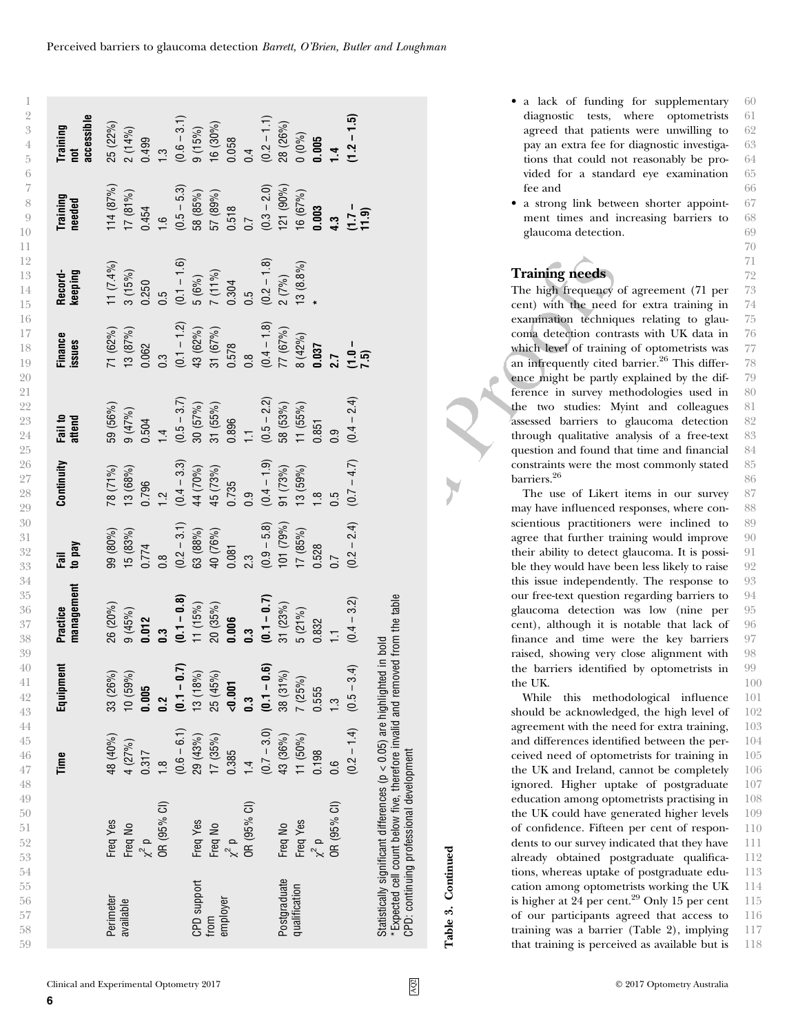**Table 3. Continued**

| | | Time | Equipment | Practice management | Fail to pay | Continuity | Fail to attend | Finance issues | Record-keeping | Training needed | Training not accessible |
|---|---|---|---|---|---|---|---|---|---|---|---|
| Perimeter available | Freq Yes | 48 (40%) | 33 (26%) | 26 (20%) | 99 (80%) | 78 (71%) | 59 (56%) | 71 (62%) | 11 (7.4%) | 114 (87%) | 25 (22%) |
| | Freq No | 4 (27%) | 10 (59%) | 9 (45%) | 15 (83%) | 13 (68%) | 9 (47%) | 13 (87%) | 3 (15%) | 17 (81%) | 2 (14%) |
| | $\chi^2$ p | 0.317 | **0.005** | **0.012** | 0.774 | 0.796 | 0.504 | 0.062 | 0.250 | 0.454 | 0.499 |
| | OR (95% CI) | 1.8 | **0.2** | **0.3** | 0.8 | 1.2 | 1.4 | 0.3 | 0.5 | 1.6 | 1.3 |
| | | (0.6 – 6.1) | **(0.1 – 0.7)** | **(0.1 – 0.8)** | (0.2 – 3.1) | (0.4 – 3.3) | (0.5 – 3.7) | (0.1 – 1.2) | (0.1 – 1.6) | (0.5 – 5.3) | (0.6 – 3.1) |
| CPD support from employer | Freq Yes | 29 (43%) | 13 (18%) | 11 (15%) | 63 (88%) | 44 (70%) | 30 (57%) | 43 (62%) | 5 (6%) | 58 (85%) | 9 (15%) |
| | Freq No | 17 (35%) | 25 (45%) | 20 (35%) | 40 (76%) | 45 (73%) | 31 (55%) | 31 (67%) | 7 (11%) | 57 (89%) | 16 (30%) |
| | $\chi^2$ p | 0.385 | **<0.001** | **0.006** | 0.081 | 0.735 | 0.896 | 0.578 | 0.304 | 0.518 | 0.058 |
| | OR (95% CI) | 1.4 | **0.3** | **0.3** | 2.3 | 0.9 | 1.1 | 0.8 | 0.5 | 0.7 | 0.4 |
| | | (0.7 – 3.0) | **(0.1 – 0.6)** | **(0.1 – 0.7)** | (0.9 – 5.8) | (0.4 – 1.9) | (0.5 – 2.2) | (0.4 – 1.8) | (0.2 – 1.8) | (0.3 – 2.0) | (0.2 – 1.1) |
| Postgraduate qualification | Freq No | 43 (36%) | 38 (31%) | 31 (23%) | 101 (79%) | 91 (73%) | 58 (53%) | 77 (67%) | 2 (7%) | 121 (90%) | 28 (26%) |
| | Freq Yes | 11 (50%) | 7 (25%) | 5 (21%) | 17 (85%) | 13 (59%) | 11 (55%) | 8 (42%) | 13 (8.8%) | 16 (67%) | 0 (0%) |
| | $\chi^2$ p | 0.198 | 0.555 | 0.832 | 0.528 | 1.8 | 0.851 | **0.037** | * | **0.003** | **0.005** |
| | OR (95% CI) | 0.6 | 1.3 | 1.1 | 0.7 | 0.5 | 0.9 | **2.7** | | **4.3** | **1.4** |
| | | (0.2 – 1.4) | (0.5 – 3.4) | (0.4 – 3.2) | (0.2 – 2.4) | (0.7 – 4.7) | (0.4 – 2.4) | **(1.0 – 7.5)** | | **(1.7 – 11.9)** | **(1.2 – 1.5)** |

Statistically significant differences ($p < 0.05$) are highlighted in bold
*Expected cell count below five, therefore invalid and removed from the table
CPD: continuing professional development

- a lack of funding for supplementary diagnostic tests, where optometrists agreed that patients were unwilling to pay an extra fee for diagnostic investigations that could not reasonably be provided for a standard eye examination fee and
- a strong link between shorter appointment times and increasing barriers to glaucoma detection.

## Training needs

The high frequency of agreement (71 per cent) with the need for extra training in examination techniques relating to glaucoma detection contrasts with UK data in which level of training of optometrists was an infrequently cited barrier.[26] This difference might be partly explained by the difference in survey methodologies used in the two studies: Myint and colleagues assessed barriers to glaucoma detection through qualitative analysis of a free-text question and found that time and financial constraints were the most commonly stated barriers.[26]

The use of Likert items in our survey may have influenced responses, where conscientious practitioners were inclined to agree that further training would improve their ability to detect glaucoma. It is possible they would have been less likely to raise this issue independently. The response to our free-text question regarding barriers to glaucoma detection was low (nine per cent), although it is notable that lack of finance and time were the key barriers raised, showing very close alignment with the barriers identified by optometrists in the UK.

While this methodological influence should be acknowledged, the high level of agreement with the need for extra training, and differences identified between the perceived need of optometrists for training in the UK and Ireland, cannot be completely ignored. Higher uptake of postgraduate education among optometrists practising in the UK could have generated higher levels of confidence. Fifteen per cent of respondents to our survey indicated that they have already obtained postgraduate qualifications, whereas uptake of postgraduate education among optometrists working the UK is higher at 24 per cent.[29] Only 15 per cent of our participants agreed that access to training was a barrier (Table 2), implying that training is perceived as available but is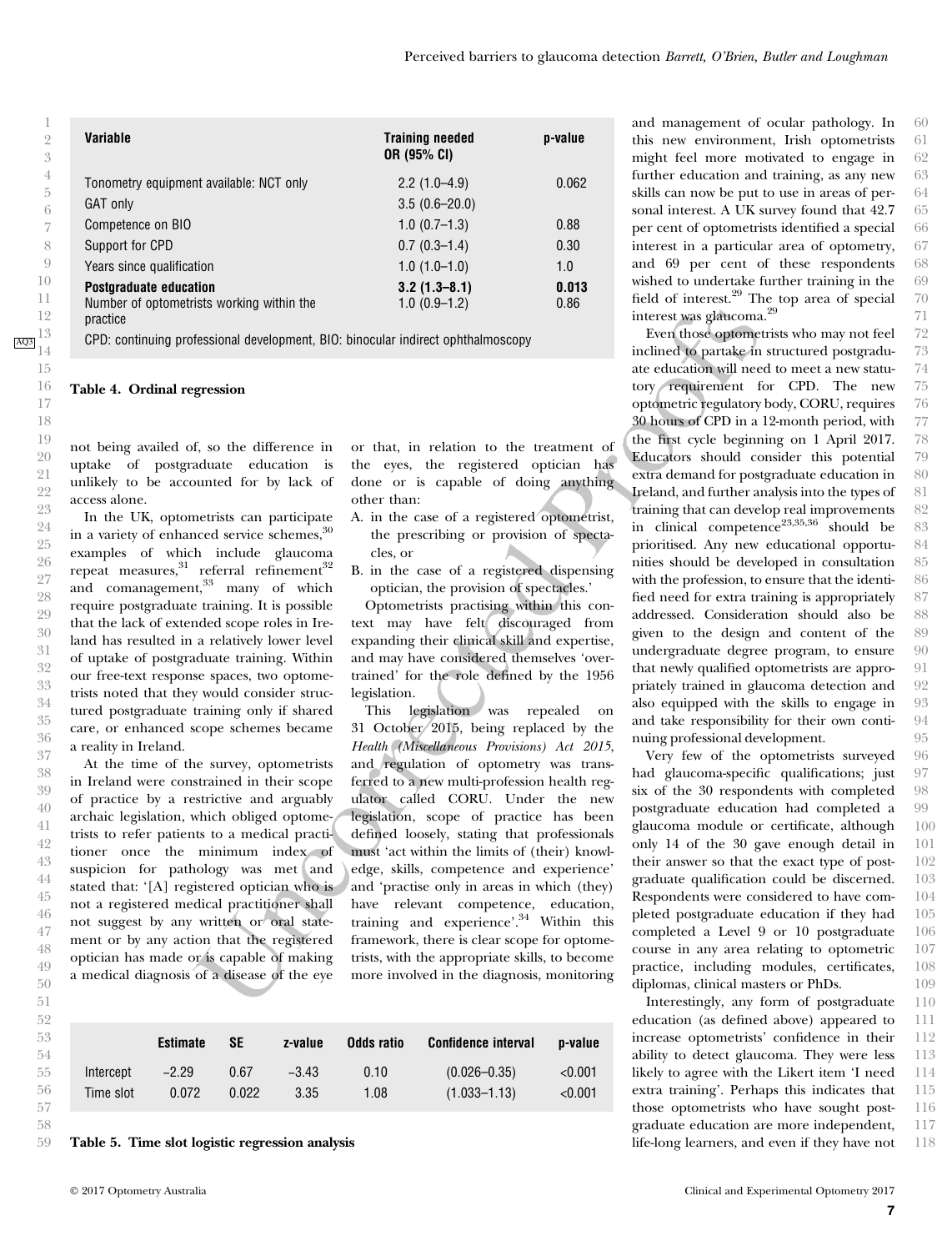| Variable | Training needed OR (95% CI) | p-value |
|---|---|---|
| Tonometry equipment available: NCT only | 2.2 (1.0–4.9) | 0.062 |
| GAT only | 3.5 (0.6–20.0) | |
| Competence on BIO | 1.0 (0.7–1.3) | 0.88 |
| Support for CPD | 0.7 (0.3–1.4) | 0.30 |
| Years since qualification | 1.0 (1.0–1.0) | 1.0 |
| **Postgraduate education** | **3.2 (1.3–8.1)** | **0.013** |
| Number of optometrists working within the practice | 1.0 (0.9–1.2) | 0.86 |

CPD: continuing professional development, BIO: binocular indirect ophthalmoscopy

**Table 4. Ordinal regression**

not being availed of, so the difference in uptake of postgraduate education is unlikely to be accounted for by lack of access alone.

In the UK, optometrists can participate in a variety of enhanced service schemes,[30] examples of which include glaucoma repeat measures,[31] referral refinement[32] and comanagement,[33] many of which require postgraduate training. It is possible that the lack of extended scope roles in Ireland has resulted in a relatively lower level of uptake of postgraduate training. Within our free-text response spaces, two optometrists noted that they would consider structured postgraduate training only if shared care, or enhanced scope schemes became a reality in Ireland.

At the time of the survey, optometrists in Ireland were constrained in their scope of practice by a restrictive and arguably archaic legislation, which obliged optometrists to refer patients to a medical practitioner once the minimum index of suspicion for pathology was met and stated that: '[A] registered optician who is not a registered medical practitioner shall not suggest by any written or oral statement or by any action that the registered optician has made or is capable of making a medical diagnosis of a disease of the eye or that, in relation to the treatment of the eyes, the registered optician has done or is capable of doing anything other than:

A. in the case of a registered optometrist, the prescribing or provision of spectacles, or
B. in the case of a registered dispensing optician, the provision of spectacles.'

Optometrists practising within this context may have felt discouraged from expanding their clinical skill and expertise, and may have considered themselves 'overtrained' for the role defined by the 1956 legislation.

This legislation was repealed on 31 October 2015, being replaced by the *Health (Miscellaneous Provisions) Act 2015*, and regulation of optometry was transferred to a new multi-profession health regulator called CORU. Under the new legislation, scope of practice has been defined loosely, stating that professionals must 'act within the limits of (their) knowledge, skills, competence and experience' and 'practise only in areas in which (they) have relevant competence, education, training and experience'.[34] Within this framework, there is clear scope for optometrists, with the appropriate skills, to become more involved in the diagnosis, monitoring and management of ocular pathology. In this new environment, Irish optometrists might feel more motivated to engage in further education and training, as any new skills can now be put to use in areas of personal interest. A UK survey found that 42.7 per cent of optometrists identified a special interest in a particular area of optometry, and 69 per cent of these respondents wished to undertake further training in the field of interest.[29] The top area of special interest was glaucoma.[29]

Even those optometrists who may not feel inclined to partake in structured postgraduate education will need to meet a new statutory requirement for CPD. The new optometric regulatory body, CORU, requires 30 hours of CPD in a 12-month period, with the first cycle beginning on 1 April 2017. Educators should consider this potential extra demand for postgraduate education in Ireland, and further analysis into the types of training that can develop real improvements in clinical competence[23,35,36] should be prioritised. Any new educational opportunities should be developed in consultation with the profession, to ensure that the identified need for extra training is appropriately addressed. Consideration should also be given to the design and content of the undergraduate degree program, to ensure that newly qualified optometrists are appropriately trained in glaucoma detection and also equipped with the skills to engage in and take responsibility for their own continuing professional development.

Very few of the optometrists surveyed had glaucoma-specific qualifications; just six of the 30 respondents with completed postgraduate education had completed a glaucoma module or certificate, although only 14 of the 30 gave enough detail in their answer so that the exact type of postgraduate qualification could be discerned. Respondents were considered to have completed postgraduate education if they had completed a Level 9 or 10 postgraduate course in any area relating to optometric practice, including modules, certificates, diplomas, clinical masters or PhDs.

Interestingly, any form of postgraduate education (as defined above) appeared to increase optometrists' confidence in their ability to detect glaucoma. They were less likely to agree with the Likert item 'I need extra training'. Perhaps this indicates that those optometrists who have sought postgraduate education are more independent, life-long learners, and even if they have not

| | Estimate | SE | z-value | Odds ratio | Confidence interval | p-value |
|---|---|---|---|---|---|---|
| Intercept | −2.29 | 0.67 | −3.43 | 0.10 | (0.026–0.35) | <0.001 |
| Time slot | 0.072 | 0.022 | 3.35 | 1.08 | (1.033–1.13) | <0.001 |

**Table 5. Time slot logistic regression analysis**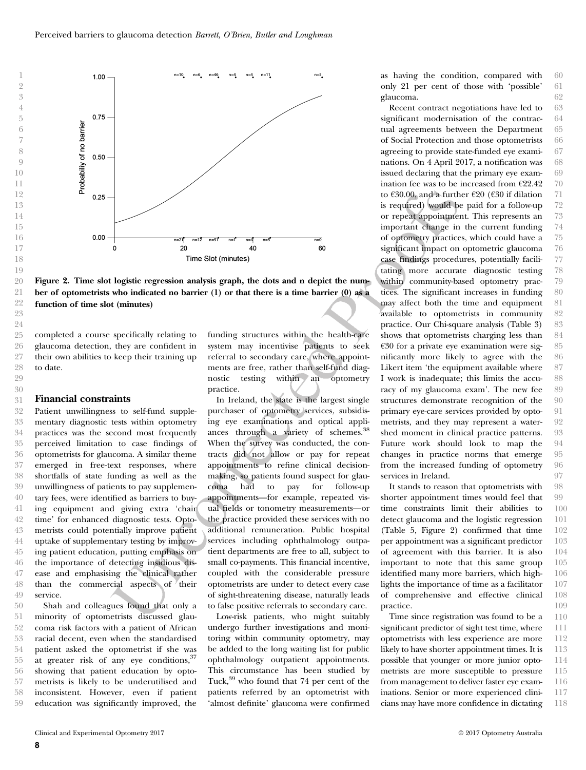1.00
0.75
0.50
0.25
0.00
Probability of no barrier
0
20
40
60
Time Slot (minutes)
n=10 n=6 n=46 n=4 n=4 n=11 n=5
n=21 n=12 n=51 n=1 n=4 n=5 n=0

**Figure 2. Time slot logistic regression analysis graph, the dots and n depict the number of optometrists who indicated no barrier (1) or that there is a time barrier (0) as a function of time slot (minutes)**

completed a course specifically relating to glaucoma detection, they are confident in their own abilities to keep their training up to date.

## Financial constraints

Patient unwillingness to self-fund supplementary diagnostic tests within optometry practices was the second most frequently perceived limitation to case findings of optometrists for glaucoma. A similar theme emerged in free-text responses, where shortfalls of state funding as well as the unwillingness of patients to pay supplementary fees, were identified as barriers to buying equipment and giving extra 'chair time' for enhanced diagnostic tests. Optometrists could potentially improve patient uptake of supplementary testing by improving patient education, putting emphasis on the importance of detecting insidious disease and emphasising the clinical rather than the commercial aspects of their service.

Shah and colleagues found that only a minority of optometrists discussed glaucoma risk factors with a patient of African racial decent, even when the standardised patient asked the optometrist if she was at greater risk of any eye conditions,[37] showing that patient education by optometrists is likely to be underutilised and inconsistent. However, even if patient education was significantly improved, the funding structures within the health-care system may incentivise patients to seek referral to secondary care, where appointments are free, rather than self-fund diagnostic testing within an optometry practice.

In Ireland, the state is the largest single purchaser of optometry services, subsidising eye examinations and optical appliances through a variety of schemes.[38] When the survey was conducted, the contracts did not allow or pay for repeat appointments to refine clinical decision-making, so patients found suspect for glaucoma had to pay for follow-up appointments—for example, repeated visual fields or tonometry measurements—or the practice provided these services with no additional remuneration. Public hospital services including ophthalmology outpatient departments are free to all, subject to small co-payments. This financial incentive, coupled with the considerable pressure optometrists are under to detect every case of sight-threatening disease, naturally leads to false positive referrals to secondary care.

Low-risk patients, who might suitably undergo further investigations and monitoring within community optometry, may be added to the long waiting list for public ophthalmology outpatient appointments. This circumstance has been studied by Tuck,[39] who found that 74 per cent of the patients referred by an optometrist with 'almost definite' glaucoma were confirmed as having the condition, compared with only 21 per cent of those with 'possible' glaucoma.

Recent contract negotiations have led to significant modernisation of the contractual agreements between the Department of Social Protection and those optometrists agreeing to provide state-funded eye examinations. On 4 April 2017, a notification was issued declaring that the primary eye examination fee was to be increased from €22.42 to €30.00, and a further €20 (€30 if dilation is required) would be paid for a follow-up or repeat appointment. This represents an important change in the current funding of optometry practices, which could have a significant impact on optometric glaucoma case findings procedures, potentially facilitating more accurate diagnostic testing within community-based optometry practices. The significant increases in funding may affect both the time and equipment available to optometrists in community practice. Our Chi-square analysis (Table 3) shows that optometrists charging less than €30 for a private eye examination were significantly more likely to agree with the Likert item 'the equipment available where I work is inadequate; this limits the accuracy of my glaucoma exam'. The new fee structures demonstrate recognition of the primary eye-care services provided by optometrists, and they may represent a watershed moment in clinical practice patterns. Future work should look to map the changes in practice norms that emerge from the increased funding of optometry services in Ireland.

It stands to reason that optometrists with shorter appointment times would feel that time constraints limit their abilities to detect glaucoma and the logistic regression (Table 5, Figure 2) confirmed that time per appointment was a significant predictor of agreement with this barrier. It is also important to note that this same group identified many more barriers, which highlights the importance of time as a facilitator of comprehensive and effective clinical practice.

Time since registration was found to be a significant predictor of sight test time, where optometrists with less experience are more likely to have shorter appointment times. It is possible that younger or more junior optometrists are more susceptible to pressure from management to deliver faster eye examinations. Senior or more experienced clinicians may have more confidence in dictating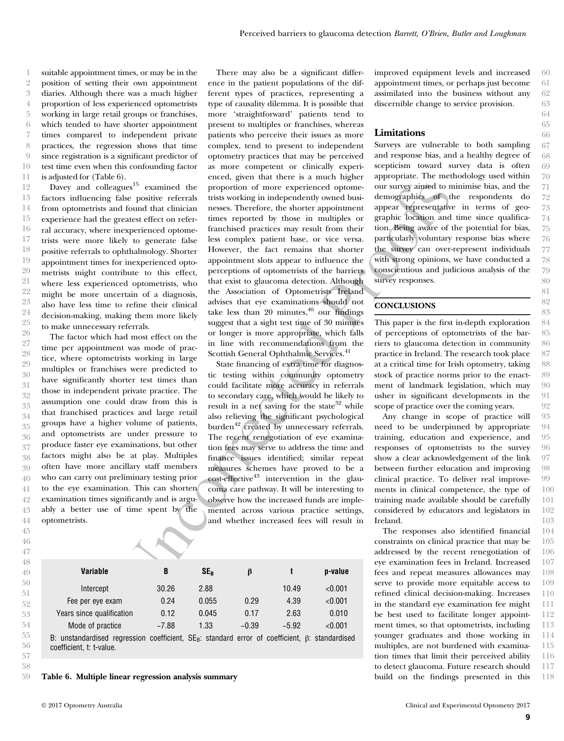suitable appointment times, or may be in the position of setting their own appointment diaries. Although there was a much higher proportion of less experienced optometrists working in large retail groups or franchises, which tended to have shorter appointment times compared to independent private practices, the regression shows that time since registration is a significant predictor of test time even when this confounding factor is adjusted for (Table 6).

Davey and colleagues[15] examined the factors influencing false positive referrals from optometrists and found that clinician experience had the greatest effect on referral accuracy, where inexperienced optometrists were more likely to generate false positive referrals to ophthalmology. Shorter appointment times for inexperienced optometrists might contribute to this effect, where less experienced optometrists, who might be more uncertain of a diagnosis, also have less time to refine their clinical decision-making, making them more likely to make unnecessary referrals.

The factor which had most effect on the time per appointment was mode of practice, where optometrists working in large multiples or franchises were predicted to have significantly shorter test times than those in independent private practice. The assumption one could draw from this is that franchised practices and large retail groups have a higher volume of patients, and optometrists are under pressure to produce faster eye examinations, but other factors might also be at play. Multiples often have more ancillary staff members who can carry out preliminary testing prior to the eye examination. This can shorten examination times significantly and is arguably a better use of time spent by the optometrists.

There may also be a significant difference in the patient populations of the different types of practices, representing a type of causality dilemma. It is possible that more 'straightforward' patients tend to present to multiples or franchises, whereas patients who perceive their issues as more complex, tend to present to independent optometry practices that may be perceived as more competent or clinically experienced, given that there is a much higher proportion of more experienced optometrists working in independently owned businesses. Therefore, the shorter appointment times reported by those in multiples or franchised practices may result from their less complex patient base, or vice versa. However, the fact remains that shorter appointment slots appear to influence the perceptions of optometrists of the barriers that exist to glaucoma detection. Although the Association of Optometrists Ireland advises that eye examinations should not take less than 20 minutes,[40] our findings suggest that a sight test time of 30 minutes or longer is more appropriate, which falls in line with recommendations from the Scottish General Ophthalmic Services.[41]

State financing of extra time for diagnostic testing within community optometry could facilitate more accuracy in referrals to secondary care, which would be likely to result in a net saving for the state[32] while also relieving the significant psychological burden[42] created by unnecessary referrals. The recent renegotiation of eye examination fees may serve to address the time and finance issues identified; similar repeat measures schemes have proved to be a cost-effective[43] intervention in the glaucoma care pathway. It will be interesting to observe how the increased funds are implemented across various practice settings, and whether increased fees will result in improved equipment levels and increased appointment times, or perhaps just become assimilated into the business without any discernible change to service provision.

| Variable | B | $SE_B$ | β | t | p-value |
|---|---|---|---|---|---|
| Intercept | 30.26 | 2.88 | | 10.49 | <0.001 |
| Fee per eye exam | 0.24 | 0.055 | 0.29 | 4.39 | <0.001 |
| Years since qualification | 0.12 | 0.045 | 0.17 | 2.63 | 0.010 |
| Mode of practice | −7.88 | 1.33 | −0.39 | −5.92 | <0.001 |

B: unstandardised regression coefficient, $SE_B$: standard error of coefficient, β: standardised coefficient, t: t-value.

**Table 6. Multiple linear regression analysis summary**

## Limitations

Surveys are vulnerable to both sampling and response bias, and a healthy degree of scepticism toward survey data is often appropriate. The methodology used within our survey aimed to minimise bias, and the demographics of the respondents do appear representative in terms of geographic location and time since qualification. Being aware of the potential for bias, particularly voluntary response bias where the survey can over-represent individuals with strong opinions, we have conducted a conscientious and judicious analysis of the survey responses.

## CONCLUSIONS

This paper is the first in-depth exploration of perceptions of optometrists of the barriers to glaucoma detection in community practice in Ireland. The research took place at a critical time for Irish optometry, taking stock of practice norms prior to the enactment of landmark legislation, which may usher in significant developments in the scope of practice over the coming years.

Any change in scope of practice will need to be underpinned by appropriate training, education and experience, and responses of optometrists to the survey show a clear acknowledgement of the link between further education and improving clinical practice. To deliver real improvements in clinical competence, the type of training made available should be carefully considered by educators and legislators in Ireland.

The responses also identified financial constraints on clinical practice that may be addressed by the recent renegotiation of eye examination fees in Ireland. Increased fees and repeat measures allowances may serve to provide more equitable access to refined clinical decision-making. Increases in the standard eye examination fee might be best used to facilitate longer appointment times, so that optometrists, including younger graduates and those working in multiples, are not burdened with examination times that limit their perceived ability to detect glaucoma. Future research should build on the findings presented in this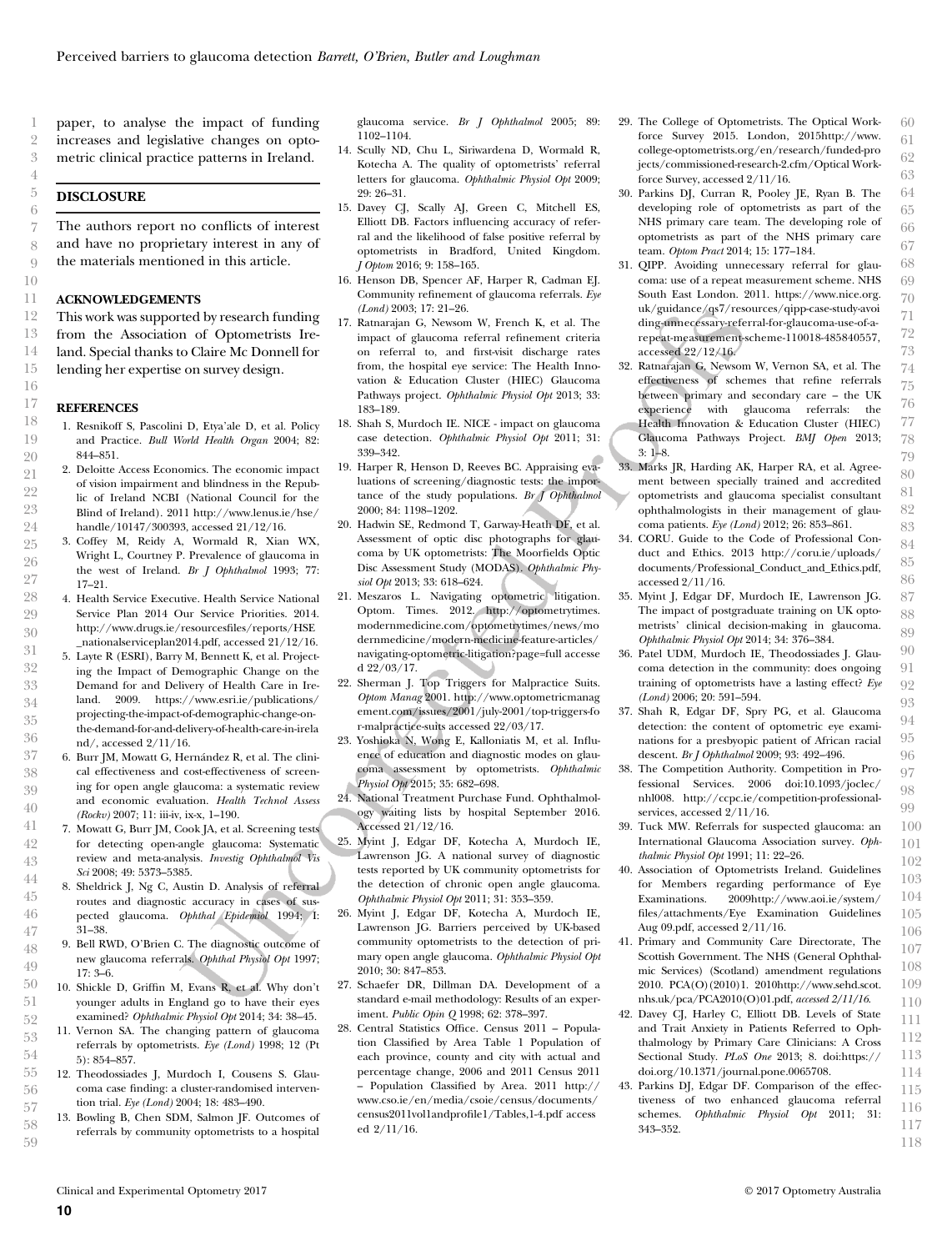paper, to analyse the impact of funding increases and legislative changes on optometric clinical practice patterns in Ireland.

## DISCLOSURE

The authors report no conflicts of interest and have no proprietary interest in any of the materials mentioned in this article.

## ACKNOWLEDGEMENTS

This work was supported by research funding from the Association of Optometrists Ireland. Special thanks to Claire Mc Donnell for lending her expertise on survey design.

## REFERENCES

1. Resnikoff S, Pascolini D, Etya'ale D, et al. Policy and Practice. *Bull World Health Organ* 2004; 82: 844–851.
2. Deloitte Access Economics. The economic impact of vision impairment and blindness in the Republic of Ireland NCBI (National Council for the Blind of Ireland). 2011 http://www.lenus.ie/hse/handle/10147/300393, accessed 21/12/16.
3. Coffey M, Reidy A, Wormald R, Xian WX, Wright L, Courtney P. Prevalence of glaucoma in the west of Ireland. *Br J Ophthalmol* 1993; 77: 17–21.
4. Health Service Executive. Health Service National Service Plan 2014 Our Service Priorities. 2014. http://www.drugs.ie/resourcesfiles/reports/HSE_nationalserviceplan2014.pdf, accessed 21/12/16.
5. Layte R (ESRI), Barry M, Bennett K, et al. Projecting the Impact of Demographic Change on the Demand for and Delivery of Health Care in Ireland. 2009. https://www.esri.ie/publications/projecting-the-impact-of-demographic-change-on-the-demand-for-and-delivery-of-health-care-in-ireland/, accessed 2/11/16.
6. Burr JM, Mowatt G, Hernández R, et al. The clinical effectiveness and cost-effectiveness of screening for open angle glaucoma: a systematic review and economic evaluation. *Health Technol Assess (Rockv)* 2007; 11: iii-iv, ix-x, 1–190.
7. Mowatt G, Burr JM, Cook JA, et al. Screening tests for detecting open-angle glaucoma: Systematic review and meta-analysis. *Investig Ophthalmol Vis Sci* 2008; 49: 5373–5385.
8. Sheldrick J, Ng C, Austin D. Analysis of referral routes and diagnostic accuracy in cases of suspected glaucoma. *Ophthal Epidemiol* 1994; 1: 31–38.
9. Bell RWD, O'Brien C. The diagnostic outcome of new glaucoma referrals. *Ophthal Physiol Opt* 1997; 17: 3–6.
10. Shickle D, Griffin M, Evans R, et al. Why don't younger adults in England go to have their eyes examined? *Ophthalmic Physiol Opt* 2014; 34: 38–45.
11. Vernon SA. The changing pattern of glaucoma referrals by optometrists. *Eye (Lond)* 1998; 12 (Pt 5): 854–857.
12. Theodossiades J, Murdoch I, Cousens S. Glaucoma case finding: a cluster-randomised intervention trial. *Eye (Lond)* 2004; 18: 483–490.
13. Bowling B, Chen SDM, Salmon JF. Outcomes of referrals by community optometrists to a hospital glaucoma service. *Br J Ophthalmol* 2005; 89: 1102–1104.
14. Scully ND, Chu L, Siriwardena D, Wormald R, Kotecha A. The quality of optometrists' referral letters for glaucoma. *Ophthalmic Physiol Opt* 2009; 29: 26–31.
15. Davey CJ, Scally AJ, Green C, Mitchell ES, Elliott DB. Factors influencing accuracy of referral and the likelihood of false positive referral by optometrists in Bradford, United Kingdom. *J Optom* 2016; 9: 158–165.
16. Henson DB, Spencer AF, Harper R, Cadman EJ. Community refinement of glaucoma referrals. *Eye (Lond)* 2003; 17: 21–26.
17. Ratnarajan G, Newsom W, French K, et al. The impact of glaucoma referral refinement criteria on referral to, and first-visit discharge rates from, the hospital eye service: The Health Innovation & Education Cluster (HIEC) Glaucoma Pathways project. *Ophthalmic Physiol Opt* 2013; 33: 183–189.
18. Shah S, Murdoch IE. NICE - impact on glaucoma case detection. *Ophthalmic Physiol Opt* 2011; 31: 339–342.
19. Harper R, Henson D, Reeves BC. Appraising evaluations of screening/diagnostic tests: the importance of the study populations. *Br J Ophthalmol* 2000; 84: 1198–1202.
20. Hadwin SE, Redmond T, Garway-Heath DF, et al. Assessment of optic disc photographs for glaucoma by UK optometrists: The Moorfields Optic Disc Assessment Study (MODAS). *Ophthalmic Physiol Opt* 2013; 33: 618–624.
21. Meszaros L. Navigating optometric litigation. Optom. Times. 2012. http://optometrytimes.modernmedicine.com/optometrytimes/news/modernmedicine/modern-medicine-feature-articles/navigating-optometric-litigation?page=full accessed 22/03/17.
22. Sherman J. Top Triggers for Malpractice Suits. *Optom Manag* 2001. http://www.optometricmanagement.com/issues/2001/july-2001/top-triggers-for-malpractice-suits accessed 22/03/17.
23. Yoshioka N, Wong E, Kalloniatis M, et al. Influence of education and diagnostic modes on glaucoma assessment by optometrists. *Ophthalmic Physiol Opt* 2015; 35: 682–698.
24. National Treatment Purchase Fund. Ophthalmology waiting lists by hospital September 2016. Accessed 21/12/16.
25. Myint J, Edgar DF, Kotecha A, Murdoch IE, Lawrenson JG. A national survey of diagnostic tests reported by UK community optometrists for the detection of chronic open angle glaucoma. *Ophthalmic Physiol Opt* 2011; 31: 353–359.
26. Myint J, Edgar DF, Kotecha A, Murdoch IE, Lawrenson JG. Barriers perceived by UK-based community optometrists to the detection of primary open angle glaucoma. *Ophthalmic Physiol Opt* 2010; 30: 847–853.
27. Schaefer DR, Dillman DA. Development of a standard e-mail methodology: Results of an experiment. *Public Opin Q* 1998; 62: 378–397.
28. Central Statistics Office. Census 2011 – Population Classified by Area Table 1 Population of each province, county and city with actual and percentage change, 2006 and 2011 Census 2011 – Population Classified by Area. 2011 http://www.cso.ie/en/media/csoie/census/documents/census2011vol1andprofile1/Tables,1-4.pdf accessed 2/11/16.
29. The College of Optometrists. The Optical Workforce Survey 2015. London, 2015http://www.college-optometrists.org/en/research/funded-projects/commissioned-research-2.cfm/Optical Workforce Survey, accessed 2/11/16.
30. Parkins DJ, Curran R, Pooley JE, Ryan B. The developing role of optometrists as part of the NHS primary care team. The developing role of optometrists as part of the NHS primary care team. *Optom Pract* 2014; 15: 177–184.
31. QIPP. Avoiding unnecessary referral for glaucoma: use of a repeat measurement scheme. NHS South East London. 2011. https://www.nice.org.uk/guidance/qs7/resources/qipp-case-study-avoiding-unnecessary-referral-for-glaucoma-use-of-a-repeat-measurement-scheme-110018-485840557, accessed 22/12/16.
32. Ratnarajan G, Newsom W, Vernon SA, et al. The effectiveness of schemes that refine referrals between primary and secondary care – the UK experience with glaucoma referrals: the Health Innovation & Education Cluster (HIEC) Glaucoma Pathways Project. *BMJ Open* 2013; 3: 1–8.
33. Marks JR, Harding AK, Harper RA, et al. Agreement between specially trained and accredited optometrists and glaucoma specialist consultant ophthalmologists in their management of glaucoma patients. *Eye (Lond)* 2012; 26: 853–861.
34. CORU. Guide to the Code of Professional Conduct and Ethics. 2013 http://coru.ie/uploads/documents/Professional_Conduct_and_Ethics.pdf, accessed 2/11/16.
35. Myint J, Edgar DF, Murdoch IE, Lawrenson JG. The impact of postgraduate training on UK optometrists' clinical decision-making in glaucoma. *Ophthalmic Physiol Opt* 2014; 34: 376–384.
36. Patel UDM, Murdoch IE, Theodossiades J. Glaucoma detection in the community: does ongoing training of optometrists have a lasting effect? *Eye (Lond)* 2006; 20: 591–594.
37. Shah R, Edgar DF, Spry PG, et al. Glaucoma detection: the content of optometric eye examinations for a presbyopic patient of African racial descent. *Br J Ophthalmol* 2009; 93: 492–496.
38. The Competition Authority. Competition in Professional Services. 2006 doi:10.1093/joclec/nhl008. http://ccpc.ie/competition-professional-services, accessed 2/11/16.
39. Tuck MW. Referrals for suspected glaucoma: an International Glaucoma Association survey. *Ophthalmic Physiol Opt* 1991; 11: 22–26.
40. Association of Optometrists Ireland. Guidelines for Members regarding performance of Eye Examinations. 2009http://www.aoi.ie/system/files/attachments/Eye Examination Guidelines Aug 09.pdf, accessed 2/11/16.
41. Primary and Community Care Directorate, The Scottish Government. The NHS (General Ophthalmic Services) (Scotland) amendment regulations 2010. PCA(O)(2010)1. 2010http://www.sehd.scot.nhs.uk/pca/PCA2010(O)01.pdf, *accessed 2/11/16.*
42. Davey CJ, Harley C, Elliott DB. Levels of State and Trait Anxiety in Patients Referred to Ophthalmology by Primary Care Clinicians: A Cross Sectional Study. *PLoS One* 2013; 8. doi:https://doi.org/10.1371/journal.pone.0065708.
43. Parkins DJ, Edgar DF. Comparison of the effectiveness of two enhanced glaucoma referral schemes. *Ophthalmic Physiol Opt* 2011; 31: 343–352.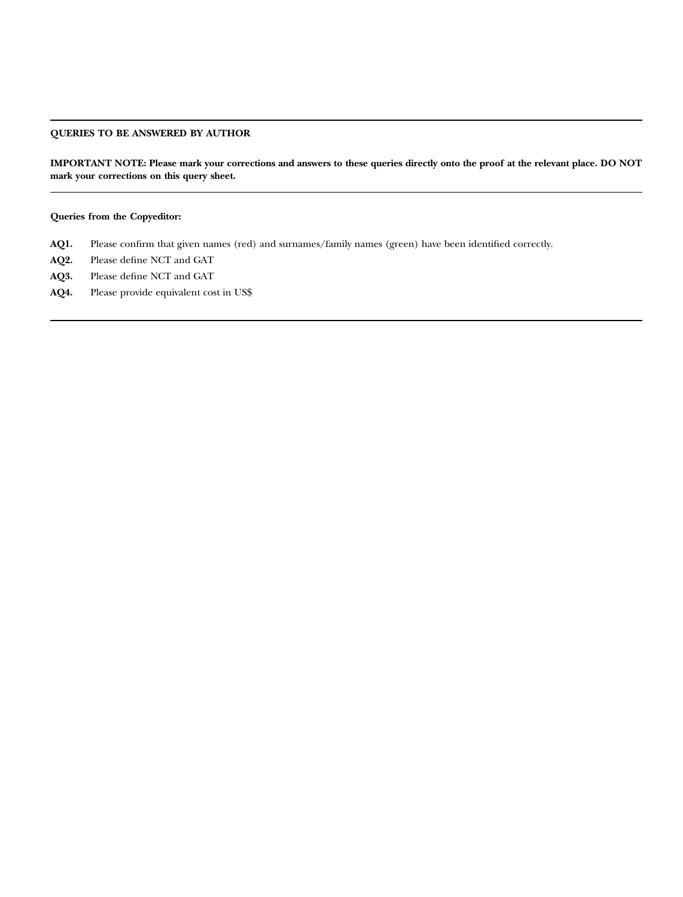**QUERIES TO BE ANSWERED BY AUTHOR**

**IMPORTANT NOTE: Please mark your corrections and answers to these queries directly onto the proof at the relevant place. DO NOT mark your corrections on this query sheet.**

**Queries from the Copyeditor:**

**AQ1.** Please confirm that given names (red) and surnames/family names (green) have been identified correctly.

**AQ2.** Please define NCT and GAT

**AQ3.** Please define NCT and GAT

**AQ4.** Please provide equivalent cost in US$